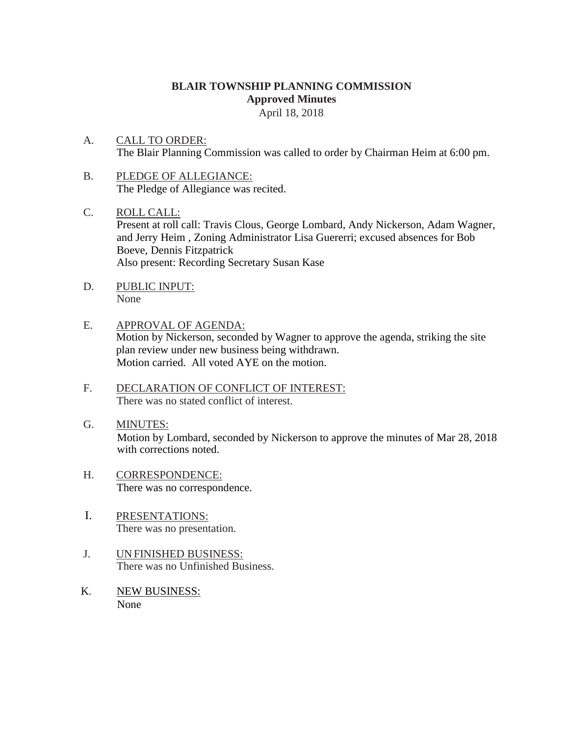# BLAIR TOWNSHIP PLANNING COMMISSION

## Approved Minutes

April 18, 2018

A. CALL TO ORDER:
The Blair Planning Commission was called to order by Chairman Heim at 6:00 pm.

B. PLEDGE OF ALLEGIANCE:
The Pledge of Allegiance was recited.

C. ROLL CALL:
Present at roll call: Travis Clous, George Lombard, Andy Nickerson, Adam Wagner, and Jerry Heim , Zoning Administrator Lisa Guererri; excused absences for Bob Boeve, Dennis Fitzpatrick
Also present: Recording Secretary Susan Kase

D. PUBLIC INPUT:
None

E. APPROVAL OF AGENDA:
Motion by Nickerson, seconded by Wagner to approve the agenda, striking the site plan review under new business being withdrawn.
Motion carried. All voted AYE on the motion.

F. DECLARATION OF CONFLICT OF INTEREST:
There was no stated conflict of interest.

G. MINUTES:
Motion by Lombard, seconded by Nickerson to approve the minutes of Mar 28, 2018 with corrections noted.

H. CORRESPONDENCE:
There was no correspondence.

I. PRESENTATIONS:
There was no presentation.

J. UN FINISHED BUSINESS:
There was no Unfinished Business.

K. NEW BUSINESS:
None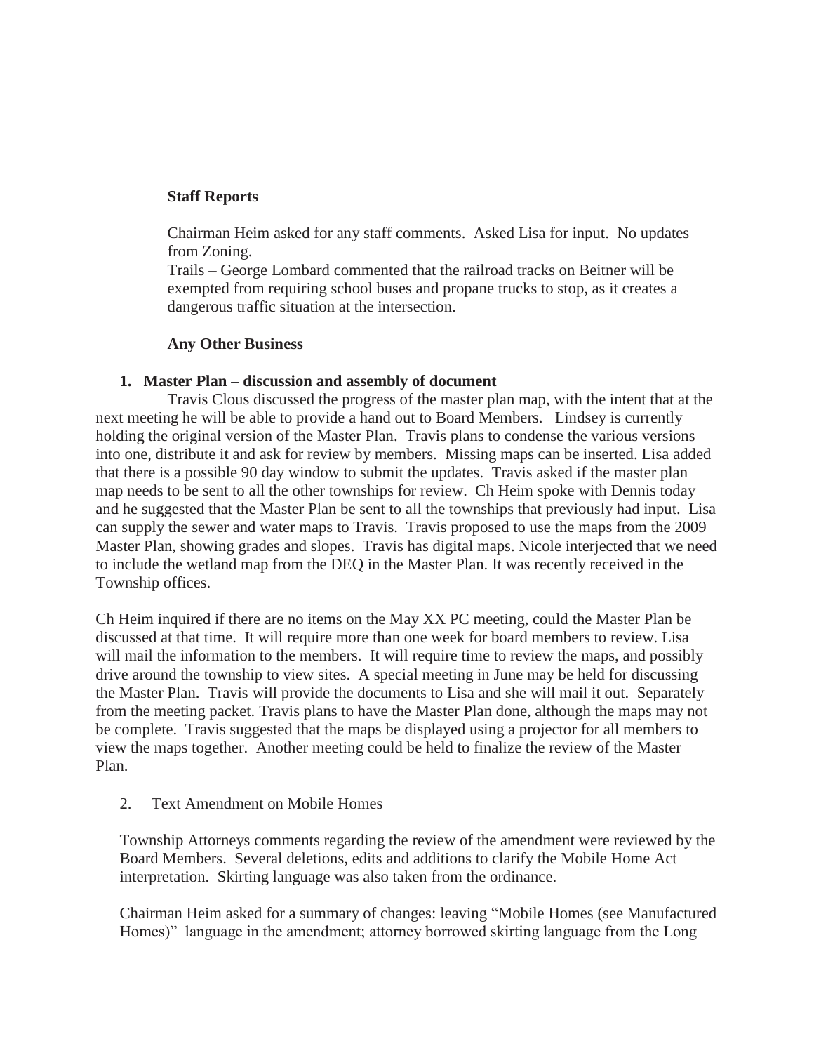**Staff Reports**

Chairman Heim asked for any staff comments. Asked Lisa for input. No updates from Zoning.
Trails – George Lombard commented that the railroad tracks on Beitner will be exempted from requiring school buses and propane trucks to stop, as it creates a dangerous traffic situation at the intersection.

**Any Other Business**

1. **Master Plan – discussion and assembly of document**

Travis Clous discussed the progress of the master plan map, with the intent that at the next meeting he will be able to provide a hand out to Board Members. Lindsey is currently holding the original version of the Master Plan. Travis plans to condense the various versions into one, distribute it and ask for review by members. Missing maps can be inserted. Lisa added that there is a possible 90 day window to submit the updates. Travis asked if the master plan map needs to be sent to all the other townships for review. Ch Heim spoke with Dennis today and he suggested that the Master Plan be sent to all the townships that previously had input. Lisa can supply the sewer and water maps to Travis. Travis proposed to use the maps from the 2009 Master Plan, showing grades and slopes. Travis has digital maps. Nicole interjected that we need to include the wetland map from the DEQ in the Master Plan. It was recently received in the Township offices.

Ch Heim inquired if there are no items on the May XX PC meeting, could the Master Plan be discussed at that time. It will require more than one week for board members to review. Lisa will mail the information to the members. It will require time to review the maps, and possibly drive around the township to view sites. A special meeting in June may be held for discussing the Master Plan. Travis will provide the documents to Lisa and she will mail it out. Separately from the meeting packet. Travis plans to have the Master Plan done, although the maps may not be complete. Travis suggested that the maps be displayed using a projector for all members to view the maps together. Another meeting could be held to finalize the review of the Master Plan.

2. Text Amendment on Mobile Homes

Township Attorneys comments regarding the review of the amendment were reviewed by the Board Members. Several deletions, edits and additions to clarify the Mobile Home Act interpretation. Skirting language was also taken from the ordinance.

Chairman Heim asked for a summary of changes: leaving "Mobile Homes (see Manufactured Homes)" language in the amendment; attorney borrowed skirting language from the Long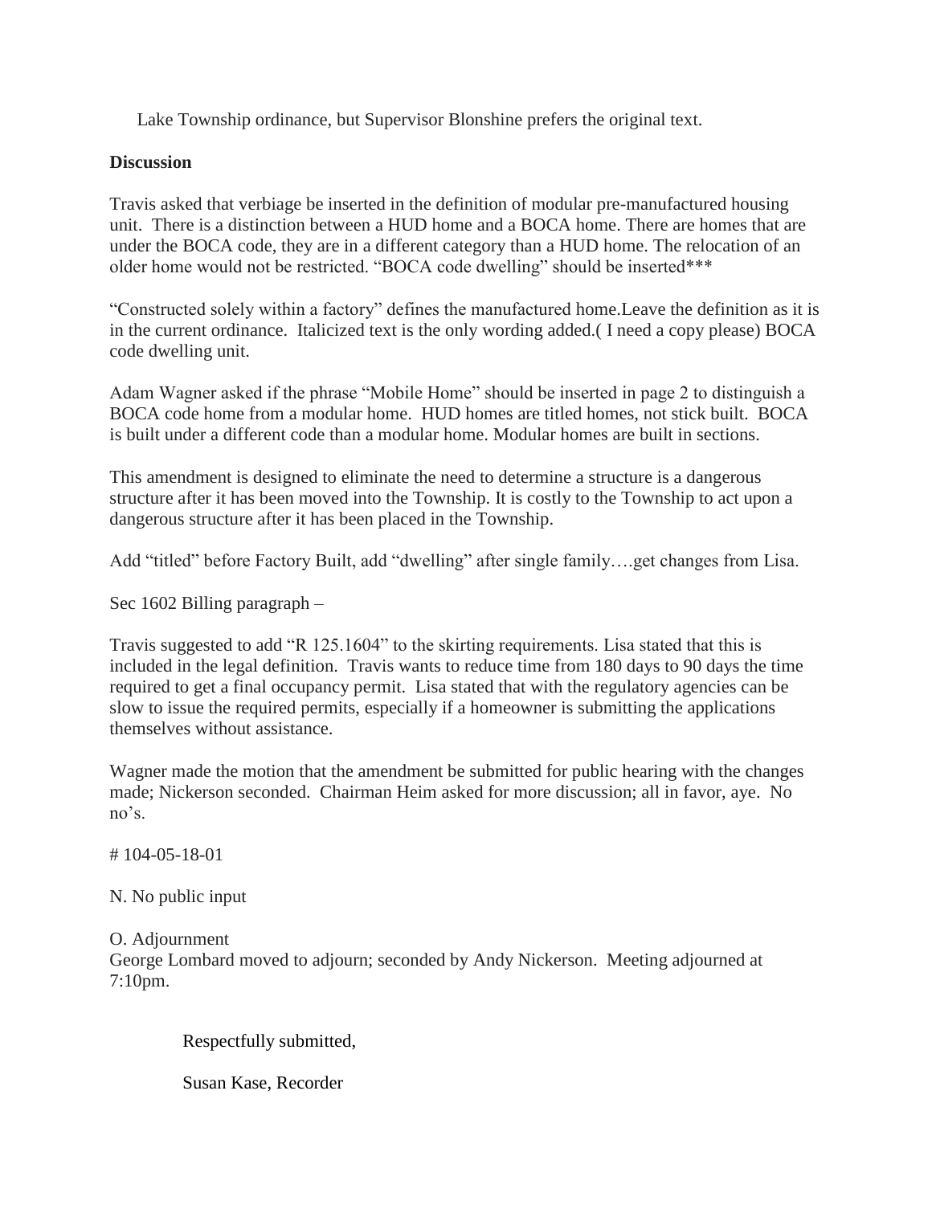Lake Township ordinance, but Supervisor Blonshine prefers the original text.

**Discussion**

Travis asked that verbiage be inserted in the definition of modular pre-manufactured housing unit. There is a distinction between a HUD home and a BOCA home. There are homes that are under the BOCA code, they are in a different category than a HUD home. The relocation of an older home would not be restricted. "BOCA code dwelling" should be inserted***

"Constructed solely within a factory" defines the manufactured home.Leave the definition as it is in the current ordinance. Italicized text is the only wording added.( I need a copy please) BOCA code dwelling unit.

Adam Wagner asked if the phrase "Mobile Home" should be inserted in page 2 to distinguish a BOCA code home from a modular home. HUD homes are titled homes, not stick built. BOCA is built under a different code than a modular home. Modular homes are built in sections.

This amendment is designed to eliminate the need to determine a structure is a dangerous structure after it has been moved into the Township. It is costly to the Township to act upon a dangerous structure after it has been placed in the Township.

Add "titled" before Factory Built, add "dwelling" after single family….get changes from Lisa.

Sec 1602 Billing paragraph –

Travis suggested to add "R 125.1604" to the skirting requirements. Lisa stated that this is included in the legal definition. Travis wants to reduce time from 180 days to 90 days the time required to get a final occupancy permit. Lisa stated that with the regulatory agencies can be slow to issue the required permits, especially if a homeowner is submitting the applications themselves without assistance.

Wagner made the motion that the amendment be submitted for public hearing with the changes made; Nickerson seconded. Chairman Heim asked for more discussion; all in favor, aye. No no's.

# 104-05-18-01

N. No public input

O. Adjournment
George Lombard moved to adjourn; seconded by Andy Nickerson. Meeting adjourned at 7:10pm.

Respectfully submitted,

Susan Kase, Recorder